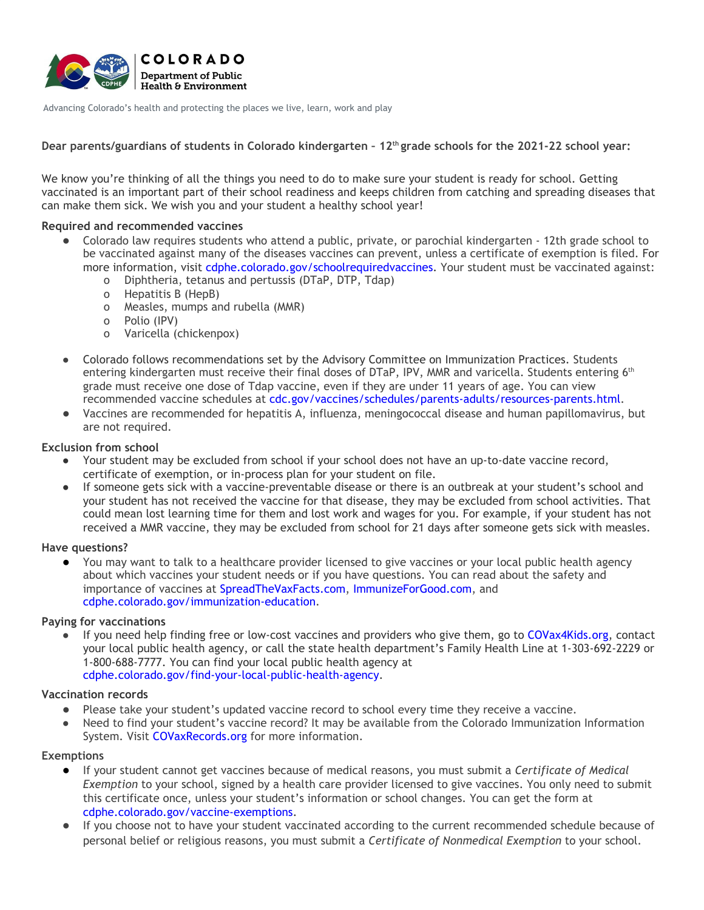COLORADO
Department of Public Health & Environment

Advancing Colorado's health and protecting the places we live, learn, work and play

**Dear parents/guardians of students in Colorado kindergarten – 12th grade schools for the 2021-22 school year:**

We know you're thinking of all the things you need to do to make sure your student is ready for school. Getting vaccinated is an important part of their school readiness and keeps children from catching and spreading diseases that can make them sick. We wish you and your student a healthy school year!

**Required and recommended vaccines**

- Colorado law requires students who attend a public, private, or parochial kindergarten - 12th grade school to be vaccinated against many of the diseases vaccines can prevent, unless a certificate of exemption is filed. For more information, visit cdphe.colorado.gov/schoolrequiredvaccines. Your student must be vaccinated against:
  - Diphtheria, tetanus and pertussis (DTaP, DTP, Tdap)
  - Hepatitis B (HepB)
  - Measles, mumps and rubella (MMR)
  - Polio (IPV)
  - Varicella (chickenpox)
- Colorado follows recommendations set by the Advisory Committee on Immunization Practices. Students entering kindergarten must receive their final doses of DTaP, IPV, MMR and varicella. Students entering 6th grade must receive one dose of Tdap vaccine, even if they are under 11 years of age. You can view recommended vaccine schedules at cdc.gov/vaccines/schedules/parents-adults/resources-parents.html.
- Vaccines are recommended for hepatitis A, influenza, meningococcal disease and human papillomavirus, but are not required.

**Exclusion from school**

- Your student may be excluded from school if your school does not have an up-to-date vaccine record, certificate of exemption, or in-process plan for your student on file.
- If someone gets sick with a vaccine-preventable disease or there is an outbreak at your student's school and your student has not received the vaccine for that disease, they may be excluded from school activities. That could mean lost learning time for them and lost work and wages for you. For example, if your student has not received a MMR vaccine, they may be excluded from school for 21 days after someone gets sick with measles.

**Have questions?**

- You may want to talk to a healthcare provider licensed to give vaccines or your local public health agency about which vaccines your student needs or if you have questions. You can read about the safety and importance of vaccines at SpreadTheVaxFacts.com, ImmunizeForGood.com, and cdphe.colorado.gov/immunization-education.

**Paying for vaccinations**

- If you need help finding free or low-cost vaccines and providers who give them, go to COVax4Kids.org, contact your local public health agency, or call the state health department's Family Health Line at 1-303-692-2229 or 1-800-688-7777. You can find your local public health agency at cdphe.colorado.gov/find-your-local-public-health-agency.

**Vaccination records**

- Please take your student's updated vaccine record to school every time they receive a vaccine.
- Need to find your student's vaccine record? It may be available from the Colorado Immunization Information System. Visit COVaxRecords.org for more information.

**Exemptions**

- If your student cannot get vaccines because of medical reasons, you must submit a *Certificate of Medical Exemption* to your school, signed by a health care provider licensed to give vaccines. You only need to submit this certificate once, unless your student's information or school changes. You can get the form at cdphe.colorado.gov/vaccine-exemptions.
- If you choose not to have your student vaccinated according to the current recommended schedule because of personal belief or religious reasons, you must submit a *Certificate of Nonmedical Exemption* to your school.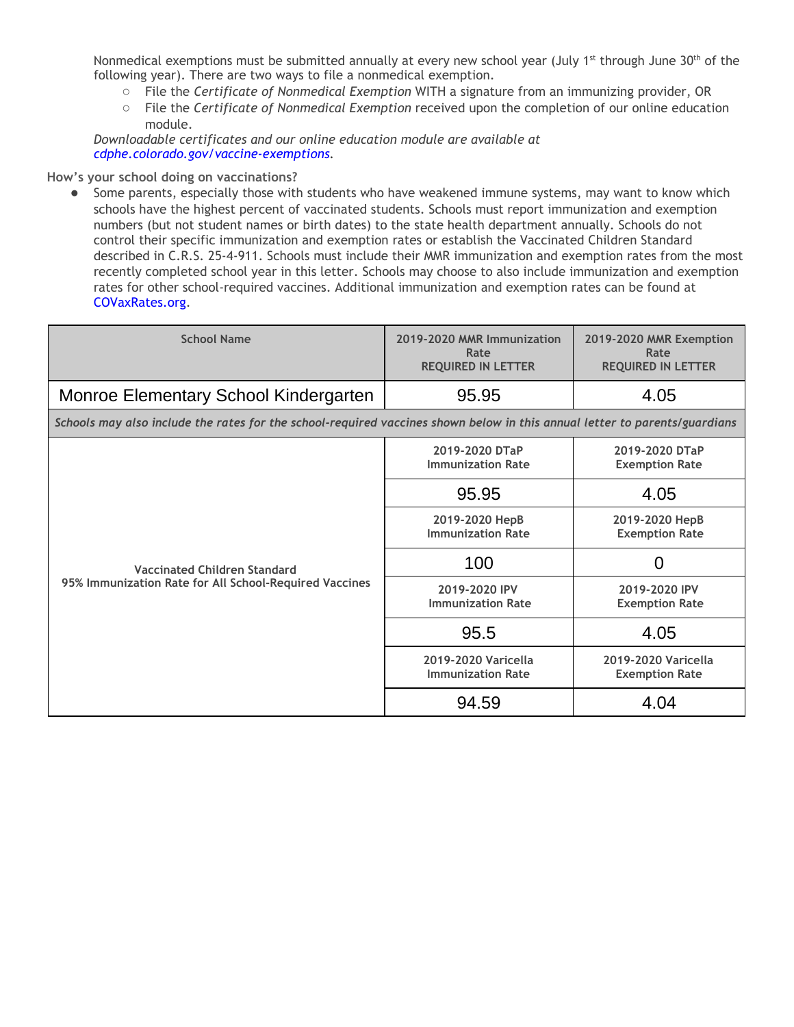Nonmedical exemptions must be submitted annually at every new school year (July 1st through June 30th of the following year). There are two ways to file a nonmedical exemption.

- File the *Certificate of Nonmedical Exemption* WITH a signature from an immunizing provider, OR
- File the *Certificate of Nonmedical Exemption* received upon the completion of our online education module.

*Downloadable certificates and our online education module are available at cdphe.colorado.gov/vaccine-exemptions.*

**How's your school doing on vaccinations?**

- Some parents, especially those with students who have weakened immune systems, may want to know which schools have the highest percent of vaccinated students. Schools must report immunization and exemption numbers (but not student names or birth dates) to the state health department annually. Schools do not control their specific immunization and exemption rates or establish the Vaccinated Children Standard described in C.R.S. 25-4-911. Schools must include their MMR immunization and exemption rates from the most recently completed school year in this letter. Schools may choose to also include immunization and exemption rates for other school-required vaccines. Additional immunization and exemption rates can be found at COVaxRates.org.

| School Name | 2019-2020 MMR Immunization Rate REQUIRED IN LETTER | 2019-2020 MMR Exemption Rate REQUIRED IN LETTER |
|---|---|---|
| Monroe Elementary School Kindergarten | 95.95 | 4.05 |
| *Schools may also include the rates for the school-required vaccines shown below in this annual letter to parents/guardians* | | |
| Vaccinated Children Standard 95% Immunization Rate for All School-Required Vaccines | **2019-2020 DTaP Immunization Rate** | **2019-2020 DTaP Exemption Rate** |
| | 95.95 | 4.05 |
| | **2019-2020 HepB Immunization Rate** | **2019-2020 HepB Exemption Rate** |
| | 100 | 0 |
| | **2019-2020 IPV Immunization Rate** | **2019-2020 IPV Exemption Rate** |
| | 95.5 | 4.05 |
| | **2019-2020 Varicella Immunization Rate** | **2019-2020 Varicella Exemption Rate** |
| | 94.59 | 4.04 |